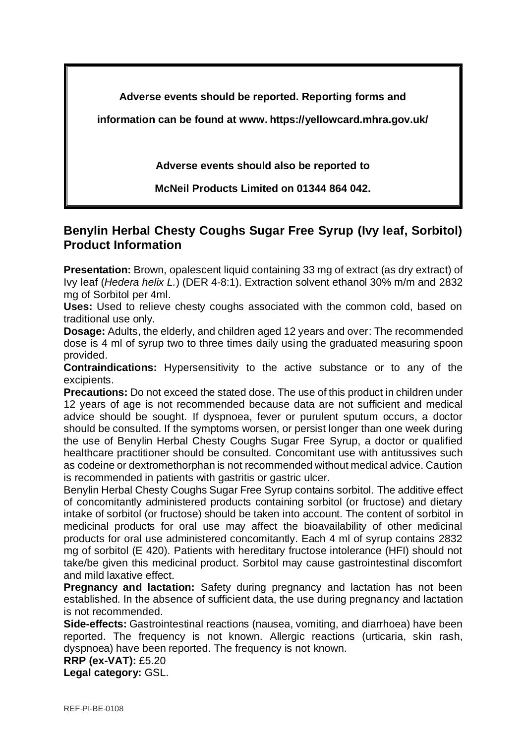**Adverse events should be reported. Reporting forms and information can be found at www. https://yellowcard.mhra.gov.uk/**

**Adverse events should also be reported to McNeil Products Limited on 01344 864 042.**

## Benylin Herbal Chesty Coughs Sugar Free Syrup (Ivy leaf, Sorbitol) Product Information

**Presentation:** Brown, opalescent liquid containing 33 mg of extract (as dry extract) of Ivy leaf (*Hedera helix L.*) (DER 4-8:1). Extraction solvent ethanol 30% m/m and 2832 mg of Sorbitol per 4ml.

**Uses:** Used to relieve chesty coughs associated with the common cold, based on traditional use only.

**Dosage:** Adults, the elderly, and children aged 12 years and over: The recommended dose is 4 ml of syrup two to three times daily using the graduated measuring spoon provided.

**Contraindications:** Hypersensitivity to the active substance or to any of the excipients.

**Precautions:** Do not exceed the stated dose. The use of this product in children under 12 years of age is not recommended because data are not sufficient and medical advice should be sought. If dyspnoea, fever or purulent sputum occurs, a doctor should be consulted. If the symptoms worsen, or persist longer than one week during the use of Benylin Herbal Chesty Coughs Sugar Free Syrup, a doctor or qualified healthcare practitioner should be consulted. Concomitant use with antitussives such as codeine or dextromethorphan is not recommended without medical advice. Caution is recommended in patients with gastritis or gastric ulcer.

Benylin Herbal Chesty Coughs Sugar Free Syrup contains sorbitol. The additive effect of concomitantly administered products containing sorbitol (or fructose) and dietary intake of sorbitol (or fructose) should be taken into account. The content of sorbitol in medicinal products for oral use may affect the bioavailability of other medicinal products for oral use administered concomitantly. Each 4 ml of syrup contains 2832 mg of sorbitol (E 420). Patients with hereditary fructose intolerance (HFI) should not take/be given this medicinal product. Sorbitol may cause gastrointestinal discomfort and mild laxative effect.

**Pregnancy and lactation:** Safety during pregnancy and lactation has not been established. In the absence of sufficient data, the use during pregnancy and lactation is not recommended.

**Side-effects:** Gastrointestinal reactions (nausea, vomiting, and diarrhoea) have been reported. The frequency is not known. Allergic reactions (urticaria, skin rash, dyspnoea) have been reported. The frequency is not known.

**RRP (ex-VAT):** £5.20

**Legal category:** GSL.

REF-PI-BE-0108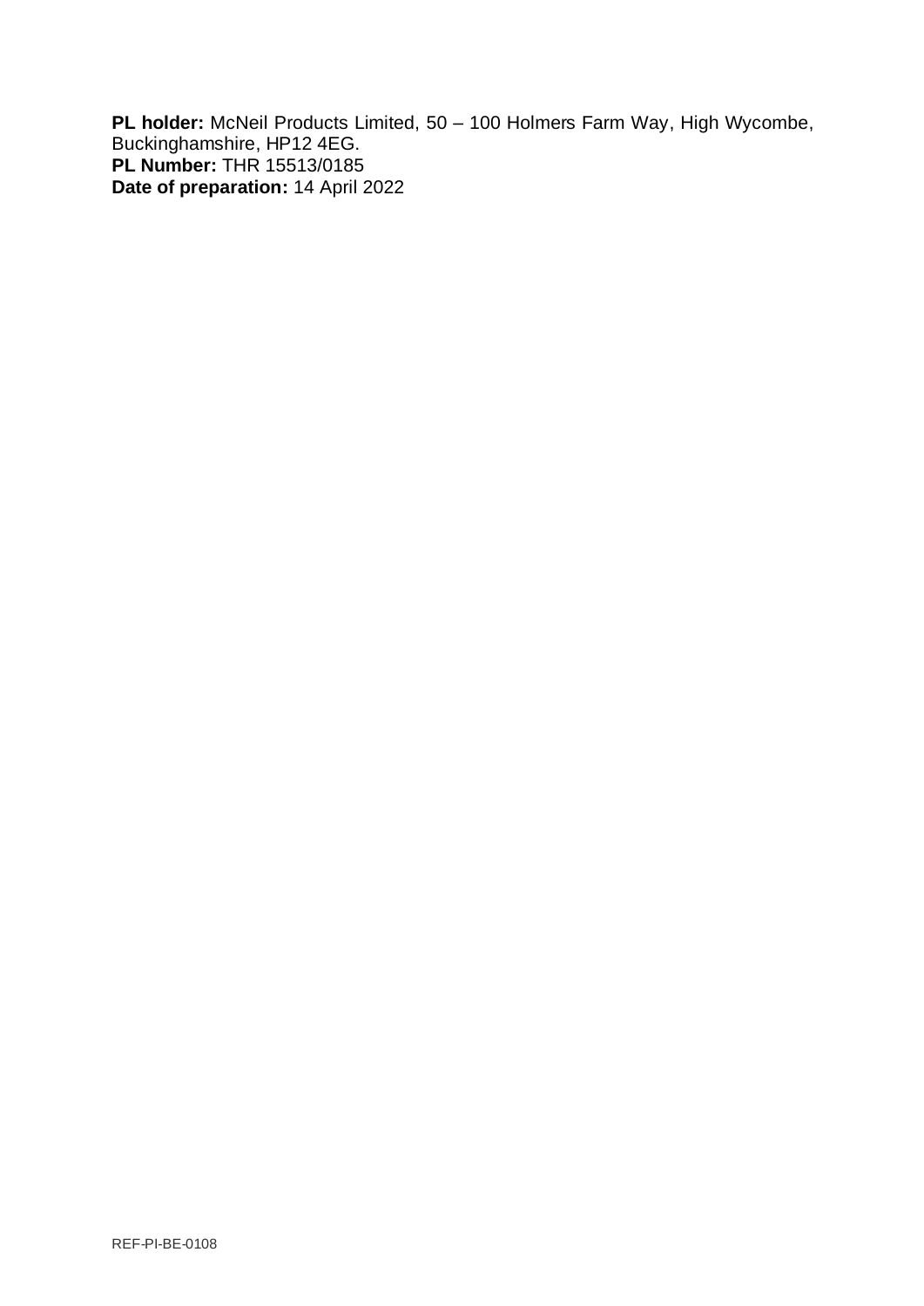**PL holder:** McNeil Products Limited, 50 – 100 Holmers Farm Way, High Wycombe, Buckinghamshire, HP12 4EG.
**PL Number:** THR 15513/0185
**Date of preparation:** 14 April 2022

REF-PI-BE-0108